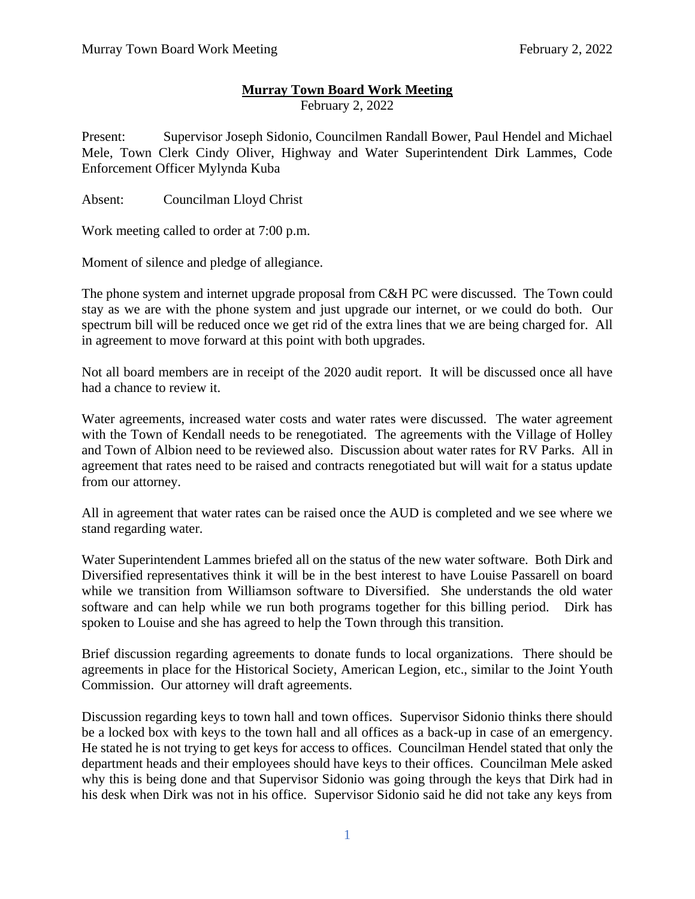# Murray Town Board Work Meeting

February 2, 2022

Present: Supervisor Joseph Sidonio, Councilmen Randall Bower, Paul Hendel and Michael Mele, Town Clerk Cindy Oliver, Highway and Water Superintendent Dirk Lammes, Code Enforcement Officer Mylynda Kuba

Absent: Councilman Lloyd Christ

Work meeting called to order at 7:00 p.m.

Moment of silence and pledge of allegiance.

The phone system and internet upgrade proposal from C&H PC were discussed. The Town could stay as we are with the phone system and just upgrade our internet, or we could do both. Our spectrum bill will be reduced once we get rid of the extra lines that we are being charged for. All in agreement to move forward at this point with both upgrades.

Not all board members are in receipt of the 2020 audit report. It will be discussed once all have had a chance to review it.

Water agreements, increased water costs and water rates were discussed. The water agreement with the Town of Kendall needs to be renegotiated. The agreements with the Village of Holley and Town of Albion need to be reviewed also. Discussion about water rates for RV Parks. All in agreement that rates need to be raised and contracts renegotiated but will wait for a status update from our attorney.

All in agreement that water rates can be raised once the AUD is completed and we see where we stand regarding water.

Water Superintendent Lammes briefed all on the status of the new water software. Both Dirk and Diversified representatives think it will be in the best interest to have Louise Passarell on board while we transition from Williamson software to Diversified. She understands the old water software and can help while we run both programs together for this billing period. Dirk has spoken to Louise and she has agreed to help the Town through this transition.

Brief discussion regarding agreements to donate funds to local organizations. There should be agreements in place for the Historical Society, American Legion, etc., similar to the Joint Youth Commission. Our attorney will draft agreements.

Discussion regarding keys to town hall and town offices. Supervisor Sidonio thinks there should be a locked box with keys to the town hall and all offices as a back-up in case of an emergency. He stated he is not trying to get keys for access to offices. Councilman Hendel stated that only the department heads and their employees should have keys to their offices. Councilman Mele asked why this is being done and that Supervisor Sidonio was going through the keys that Dirk had in his desk when Dirk was not in his office. Supervisor Sidonio said he did not take any keys from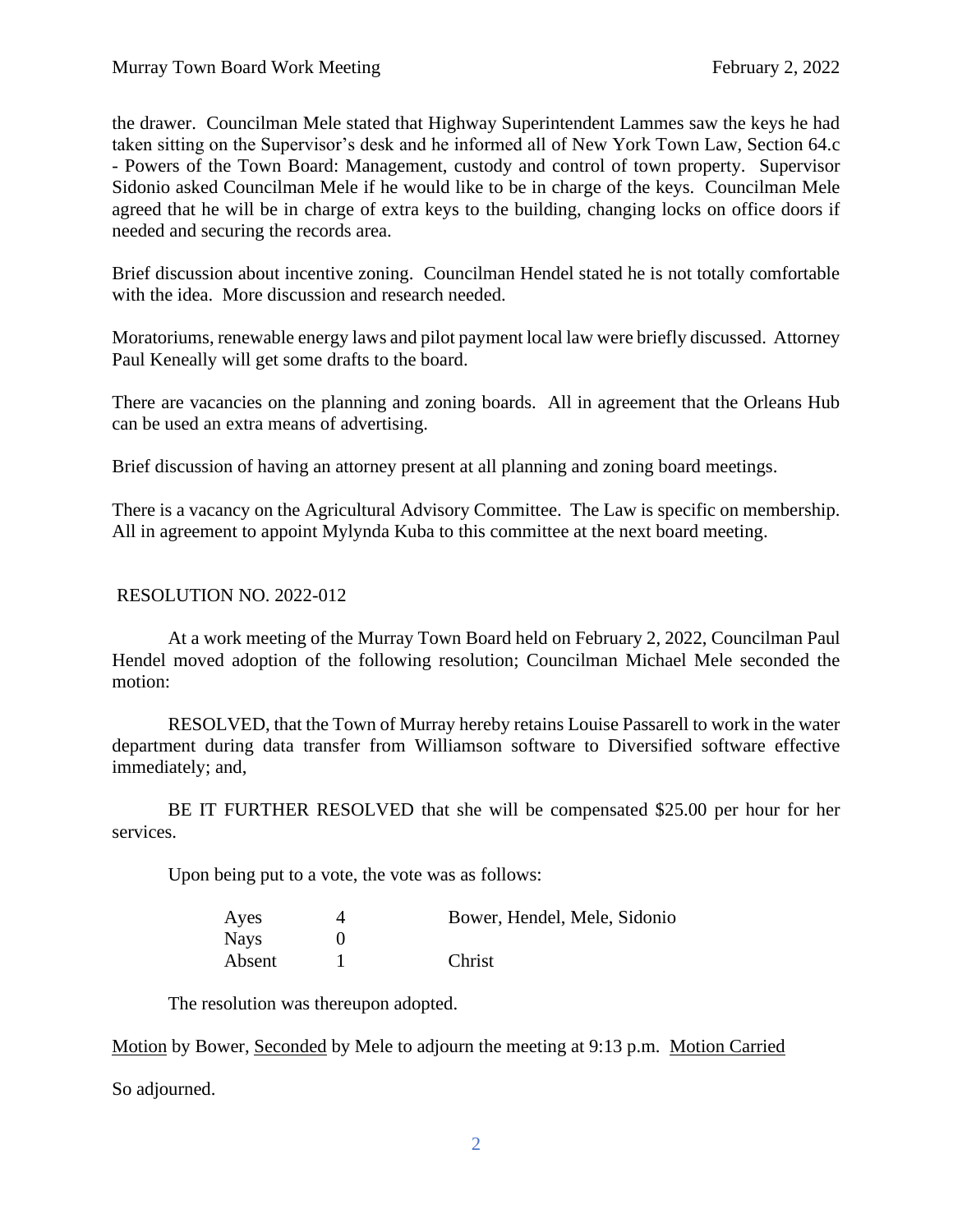the drawer. Councilman Mele stated that Highway Superintendent Lammes saw the keys he had taken sitting on the Supervisor's desk and he informed all of New York Town Law, Section 64.c - Powers of the Town Board: Management, custody and control of town property. Supervisor Sidonio asked Councilman Mele if he would like to be in charge of the keys. Councilman Mele agreed that he will be in charge of extra keys to the building, changing locks on office doors if needed and securing the records area.

Brief discussion about incentive zoning. Councilman Hendel stated he is not totally comfortable with the idea. More discussion and research needed.

Moratoriums, renewable energy laws and pilot payment local law were briefly discussed. Attorney Paul Keneally will get some drafts to the board.

There are vacancies on the planning and zoning boards. All in agreement that the Orleans Hub can be used an extra means of advertising.

Brief discussion of having an attorney present at all planning and zoning board meetings.

There is a vacancy on the Agricultural Advisory Committee. The Law is specific on membership. All in agreement to appoint Mylynda Kuba to this committee at the next board meeting.

RESOLUTION NO. 2022-012

At a work meeting of the Murray Town Board held on February 2, 2022, Councilman Paul Hendel moved adoption of the following resolution; Councilman Michael Mele seconded the motion:

RESOLVED, that the Town of Murray hereby retains Louise Passarell to work in the water department during data transfer from Williamson software to Diversified software effective immediately; and,

BE IT FURTHER RESOLVED that she will be compensated $25.00 per hour for her services.

Upon being put to a vote, the vote was as follows:

| | | |
|---|---|---|
| Ayes | 4 | Bower, Hendel, Mele, Sidonio |
| Nays | 0 | |
| Absent | 1 | Christ |

The resolution was thereupon adopted.

Motion by Bower, Seconded by Mele to adjourn the meeting at 9:13 p.m. Motion Carried

So adjourned.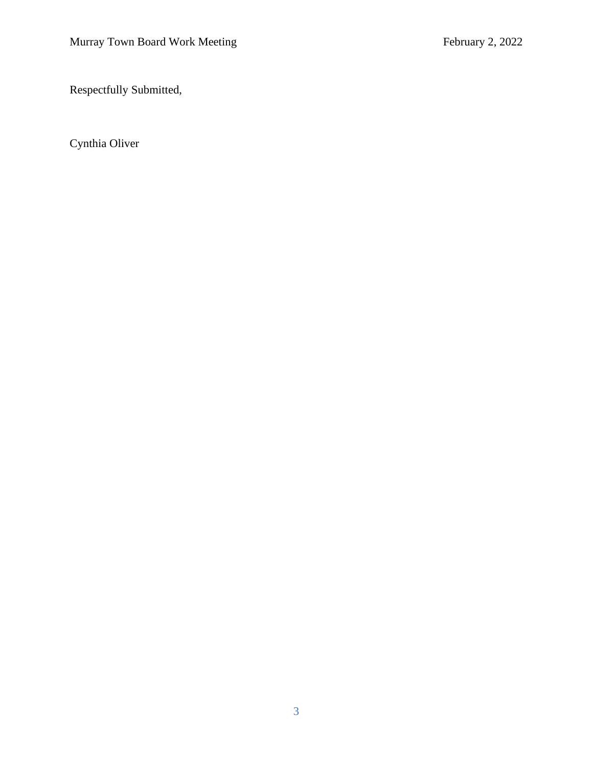Respectfully Submitted,

Cynthia Oliver